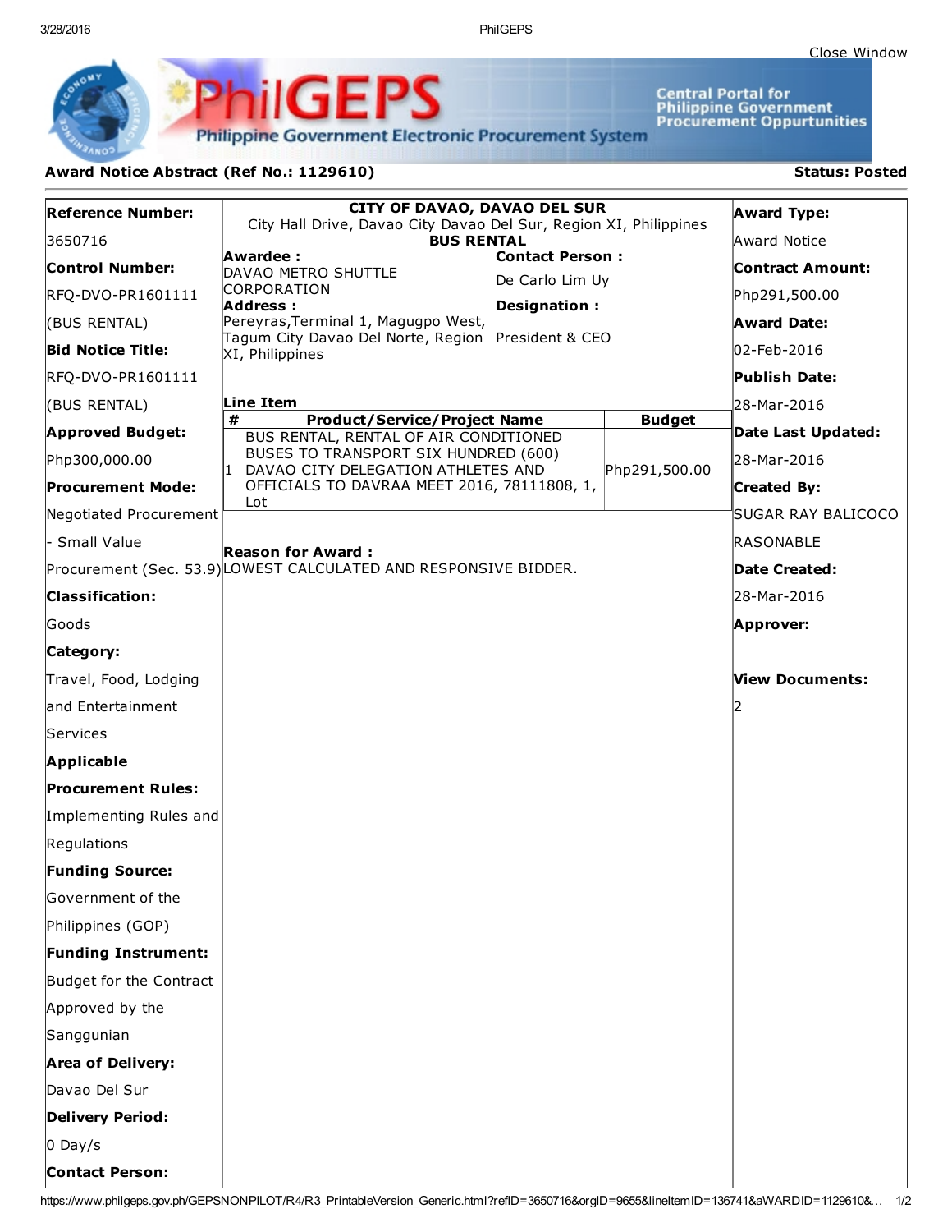Close Window

**PhilGEPS** — Philippine Government Electronic Procurement System

Central Portal for Philippine Government Procurement Oppurtunities

**Award Notice Abstract (Ref No.: 1129610)**

**Status: Posted**

**Reference Number:**
3650716

**Control Number:**
RFQ-DVO-PR1601111 (BUS RENTAL)

**Bid Notice Title:**
RFQ-DVO-PR1601111 (BUS RENTAL)

**Approved Budget:**
Php300,000.00

**Procurement Mode:**
Negotiated Procurement - Small Value Procurement (Sec. 53.9)

**Classification:**
Goods

**Category:**
Travel, Food, Lodging and Entertainment Services

**Applicable Procurement Rules:**
Implementing Rules and Regulations

**Funding Source:**
Government of the Philippines (GOP)

**Funding Instrument:**
Budget for the Contract Approved by the Sanggunian

**Area of Delivery:**
Davao Del Sur

**Delivery Period:**
0 Day/s

**Contact Person:**

**CITY OF DAVAO, DAVAO DEL SUR**
City Hall Drive, Davao City Davao Del Sur, Region XI, Philippines
**BUS RENTAL**

**Awardee :**
DAVAO METRO SHUTTLE CORPORATION

**Address :**
Pereyras,Terminal 1, Magugpo West, Tagum City Davao Del Norte, Region XI, Philippines

**Contact Person :**
De Carlo Lim Uy

**Designation :**
President & CEO

**Line Item**

| # | Product/Service/Project Name | Budget |
|---|---|---|
| 1 | BUS RENTAL, RENTAL OF AIR CONDITIONED BUSES TO TRANSPORT SIX HUNDRED (600) DAVAO CITY DELEGATION ATHLETES AND OFFICIALS TO DAVRAA MEET 2016, 78111808, 1, Lot | Php291,500.00 |

**Reason for Award :**
LOWEST CALCULATED AND RESPONSIVE BIDDER.

**Award Type:**
Award Notice

**Contract Amount:**
Php291,500.00

**Award Date:**
02-Feb-2016

**Publish Date:**
28-Mar-2016

**Date Last Updated:**
28-Mar-2016

**Created By:**
SUGAR RAY BALICOCO RASONABLE

**Date Created:**
28-Mar-2016

**Approver:**

**View Documents:**
2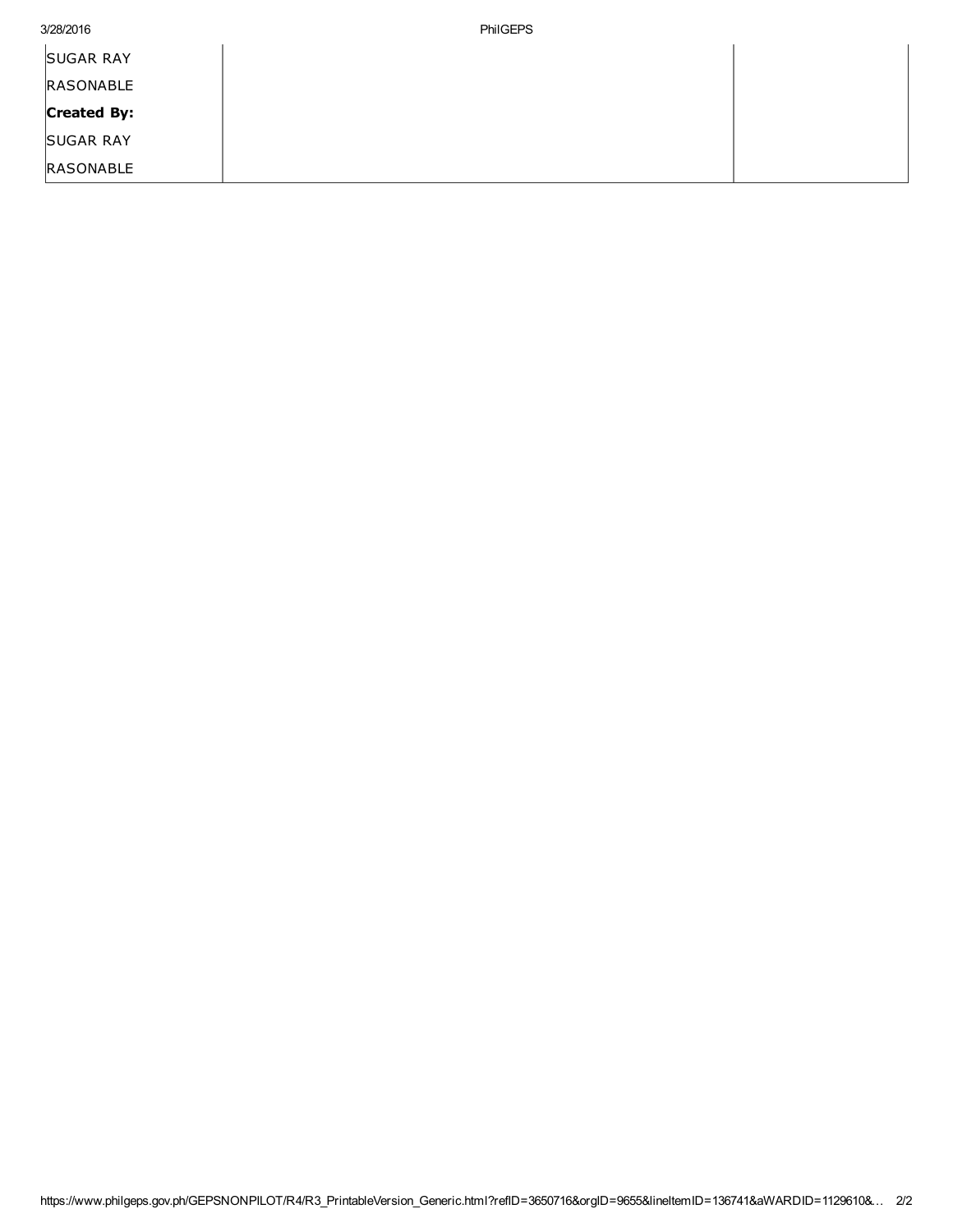| | | |
|---|---|---|
| SUGAR RAY RASONABLE | | |
| **Created By:** SUGAR RAY RASONABLE | | |